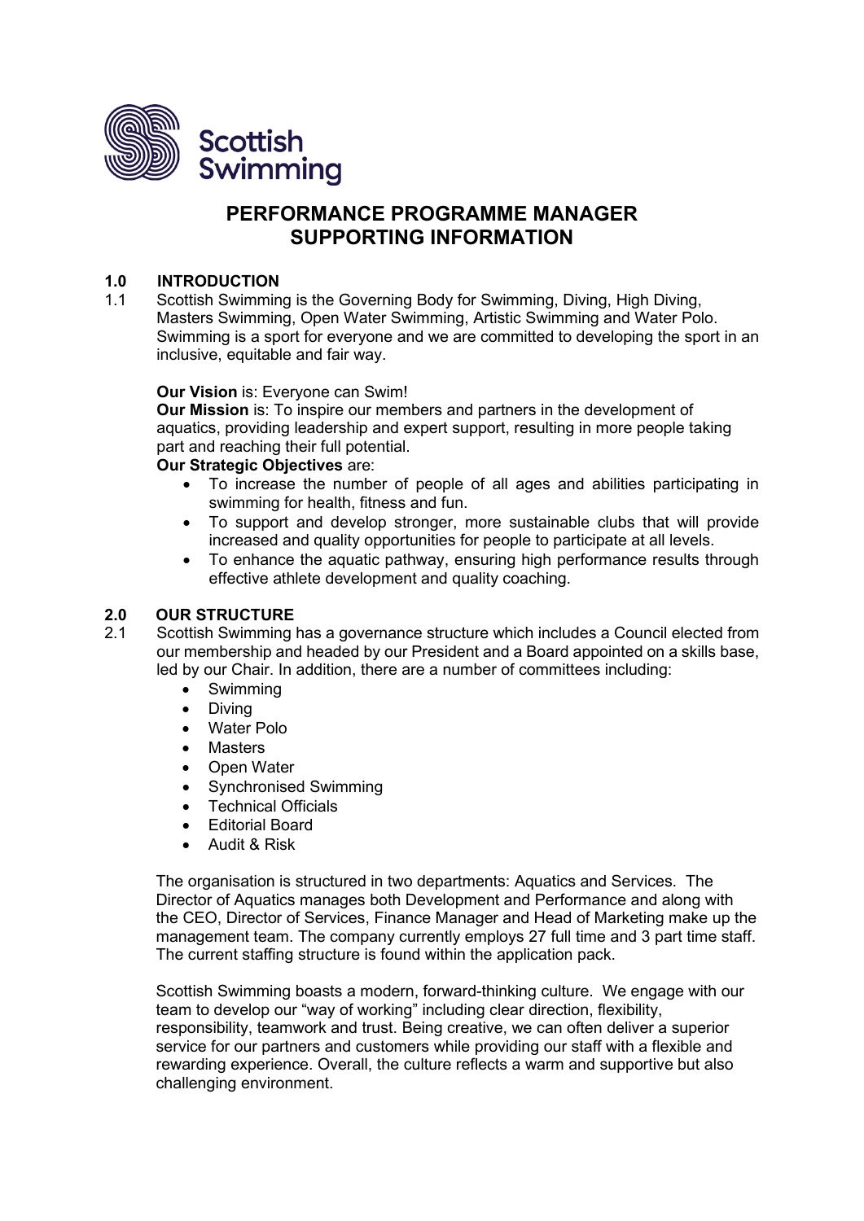Scottish Swimming

# PERFORMANCE PROGRAMME MANAGER SUPPORTING INFORMATION

## 1.0 INTRODUCTION

1.1 Scottish Swimming is the Governing Body for Swimming, Diving, High Diving, Masters Swimming, Open Water Swimming, Artistic Swimming and Water Polo. Swimming is a sport for everyone and we are committed to developing the sport in an inclusive, equitable and fair way.

**Our Vision** is: Everyone can Swim!

**Our Mission** is: To inspire our members and partners in the development of aquatics, providing leadership and expert support, resulting in more people taking part and reaching their full potential.

**Our Strategic Objectives** are:

- To increase the number of people of all ages and abilities participating in swimming for health, fitness and fun.
- To support and develop stronger, more sustainable clubs that will provide increased and quality opportunities for people to participate at all levels.
- To enhance the aquatic pathway, ensuring high performance results through effective athlete development and quality coaching.

## 2.0 OUR STRUCTURE

2.1 Scottish Swimming has a governance structure which includes a Council elected from our membership and headed by our President and a Board appointed on a skills base, led by our Chair. In addition, there are a number of committees including:

- Swimming
- Diving
- Water Polo
- Masters
- Open Water
- Synchronised Swimming
- Technical Officials
- Editorial Board
- Audit & Risk

The organisation is structured in two departments: Aquatics and Services. The Director of Aquatics manages both Development and Performance and along with the CEO, Director of Services, Finance Manager and Head of Marketing make up the management team. The company currently employs 27 full time and 3 part time staff. The current staffing structure is found within the application pack.

Scottish Swimming boasts a modern, forward-thinking culture. We engage with our team to develop our "way of working" including clear direction, flexibility, responsibility, teamwork and trust. Being creative, we can often deliver a superior service for our partners and customers while providing our staff with a flexible and rewarding experience. Overall, the culture reflects a warm and supportive but also challenging environment.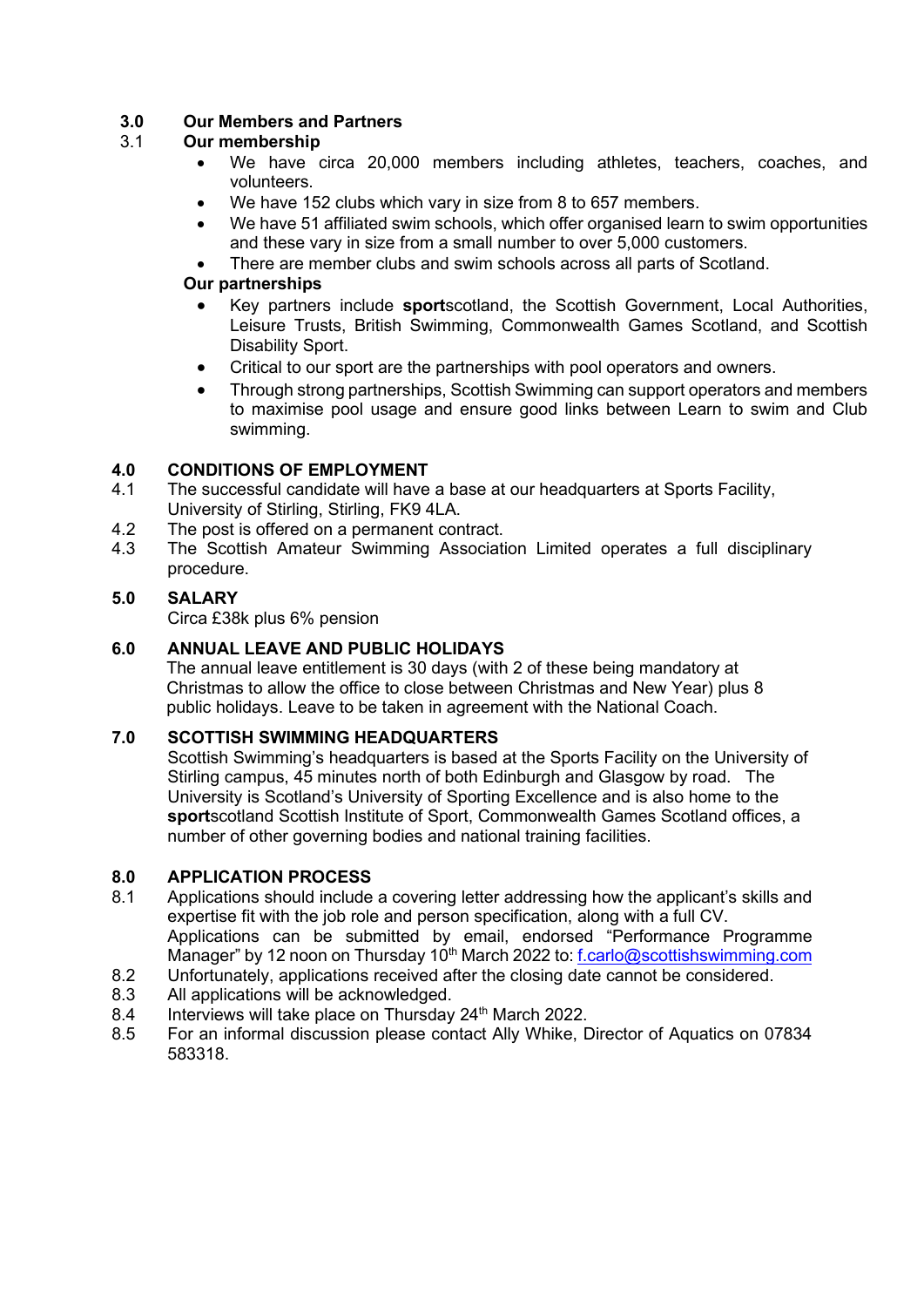## 3.0 Our Members and Partners

### 3.1 Our membership

- We have circa 20,000 members including athletes, teachers, coaches, and volunteers.
- We have 152 clubs which vary in size from 8 to 657 members.
- We have 51 affiliated swim schools, which offer organised learn to swim opportunities and these vary in size from a small number to over 5,000 customers.
- There are member clubs and swim schools across all parts of Scotland.

### Our partnerships

- Key partners include **sport**scotland, the Scottish Government, Local Authorities, Leisure Trusts, British Swimming, Commonwealth Games Scotland, and Scottish Disability Sport.
- Critical to our sport are the partnerships with pool operators and owners.
- Through strong partnerships, Scottish Swimming can support operators and members to maximise pool usage and ensure good links between Learn to swim and Club swimming.

## 4.0 CONDITIONS OF EMPLOYMENT

4.1 The successful candidate will have a base at our headquarters at Sports Facility, University of Stirling, Stirling, FK9 4LA.

4.2 The post is offered on a permanent contract.

4.3 The Scottish Amateur Swimming Association Limited operates a full disciplinary procedure.

## 5.0 SALARY

Circa £38k plus 6% pension

## 6.0 ANNUAL LEAVE AND PUBLIC HOLIDAYS

The annual leave entitlement is 30 days (with 2 of these being mandatory at Christmas to allow the office to close between Christmas and New Year) plus 8 public holidays. Leave to be taken in agreement with the National Coach.

## 7.0 SCOTTISH SWIMMING HEADQUARTERS

Scottish Swimming's headquarters is based at the Sports Facility on the University of Stirling campus, 45 minutes north of both Edinburgh and Glasgow by road. The University is Scotland's University of Sporting Excellence and is also home to the **sport**scotland Scottish Institute of Sport, Commonwealth Games Scotland offices, a number of other governing bodies and national training facilities.

## 8.0 APPLICATION PROCESS

8.1 Applications should include a covering letter addressing how the applicant's skills and expertise fit with the job role and person specification, along with a full CV. Applications can be submitted by email, endorsed "Performance Programme Manager" by 12 noon on Thursday 10th March 2022 to: f.carlo@scottishswimming.com

8.2 Unfortunately, applications received after the closing date cannot be considered.

8.3 All applications will be acknowledged.

8.4 Interviews will take place on Thursday 24th March 2022.

8.5 For an informal discussion please contact Ally Whike, Director of Aquatics on 07834 583318.